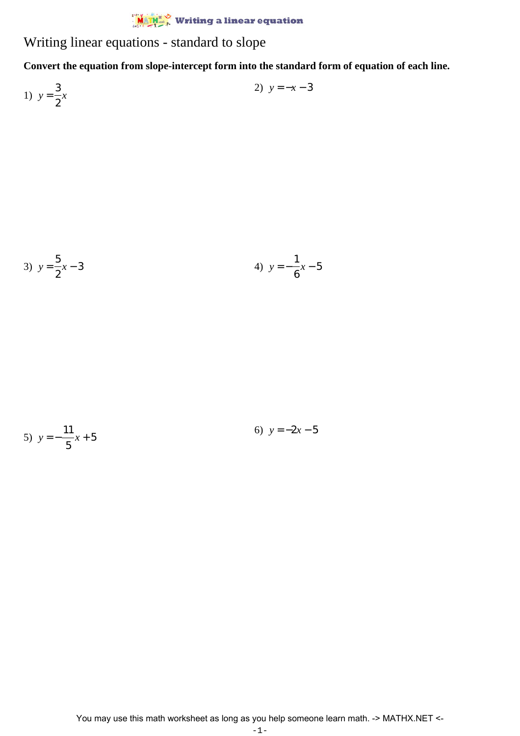# Writing linear equations - standard to slope

**Convert the equation from slope-intercept form into the standard form of equation of each line.**

1) $y = \frac{3}{2}x$

2) $y = -x - 3$

3) $y = \frac{5}{2}x - 3$

4) $y = -\frac{1}{6}x - 5$

5) $y = -\frac{11}{5}x + 5$

6) $y = -2x - 5$

You may use this math worksheet as long as you help someone learn math. -> MATHX.NET <-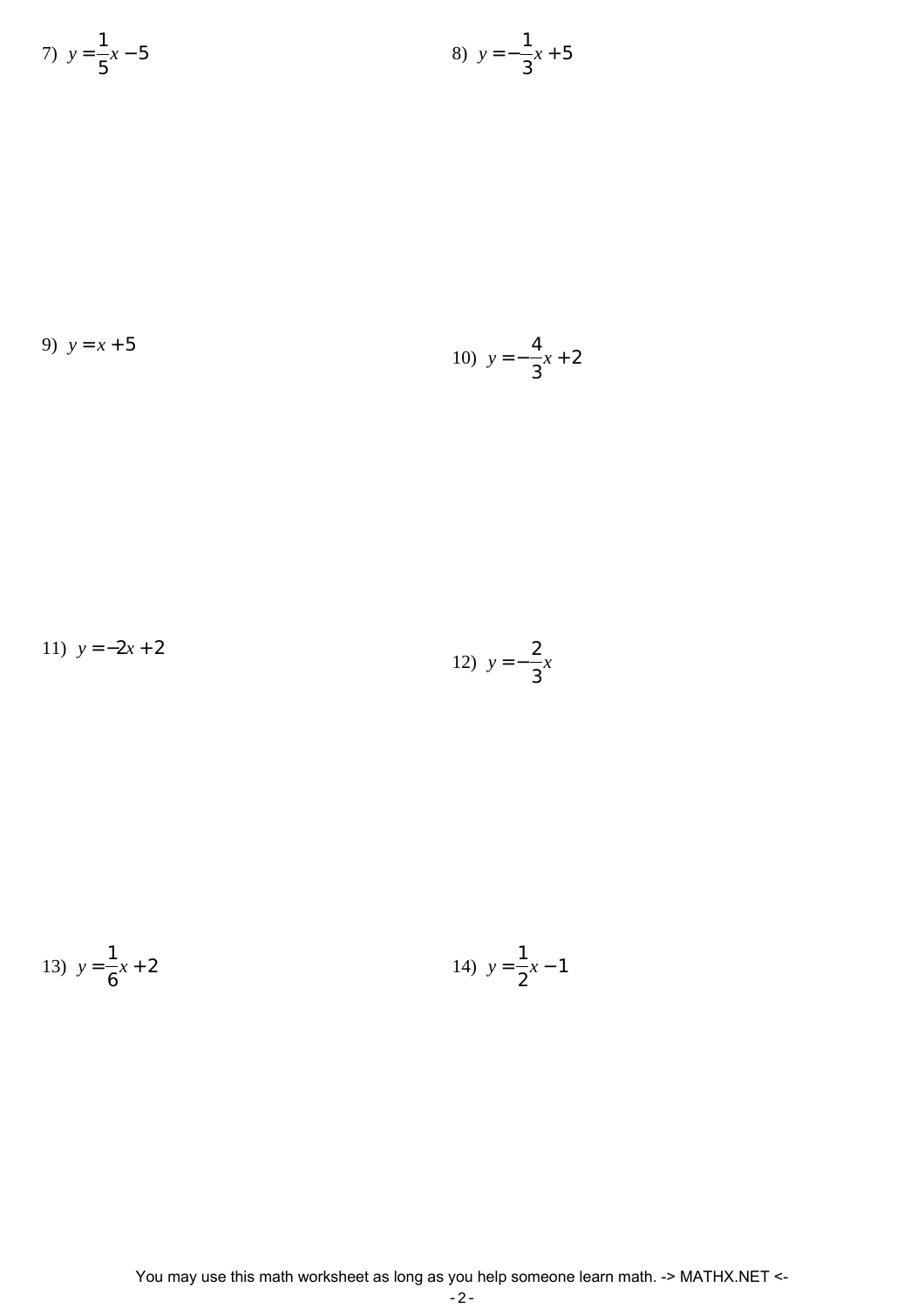7) $y = \frac{1}{5}x - 5$

8) $y = -\frac{1}{3}x + 5$

9) $y = x + 5$

10) $y = -\frac{4}{3}x + 2$

11) $y = -2x + 2$

12) $y = -\frac{2}{3}x$

13) $y = \frac{1}{6}x + 2$

14) $y = \frac{1}{2}x - 1$

You may use this math worksheet as long as you help someone learn math. -> MATHX.NET <-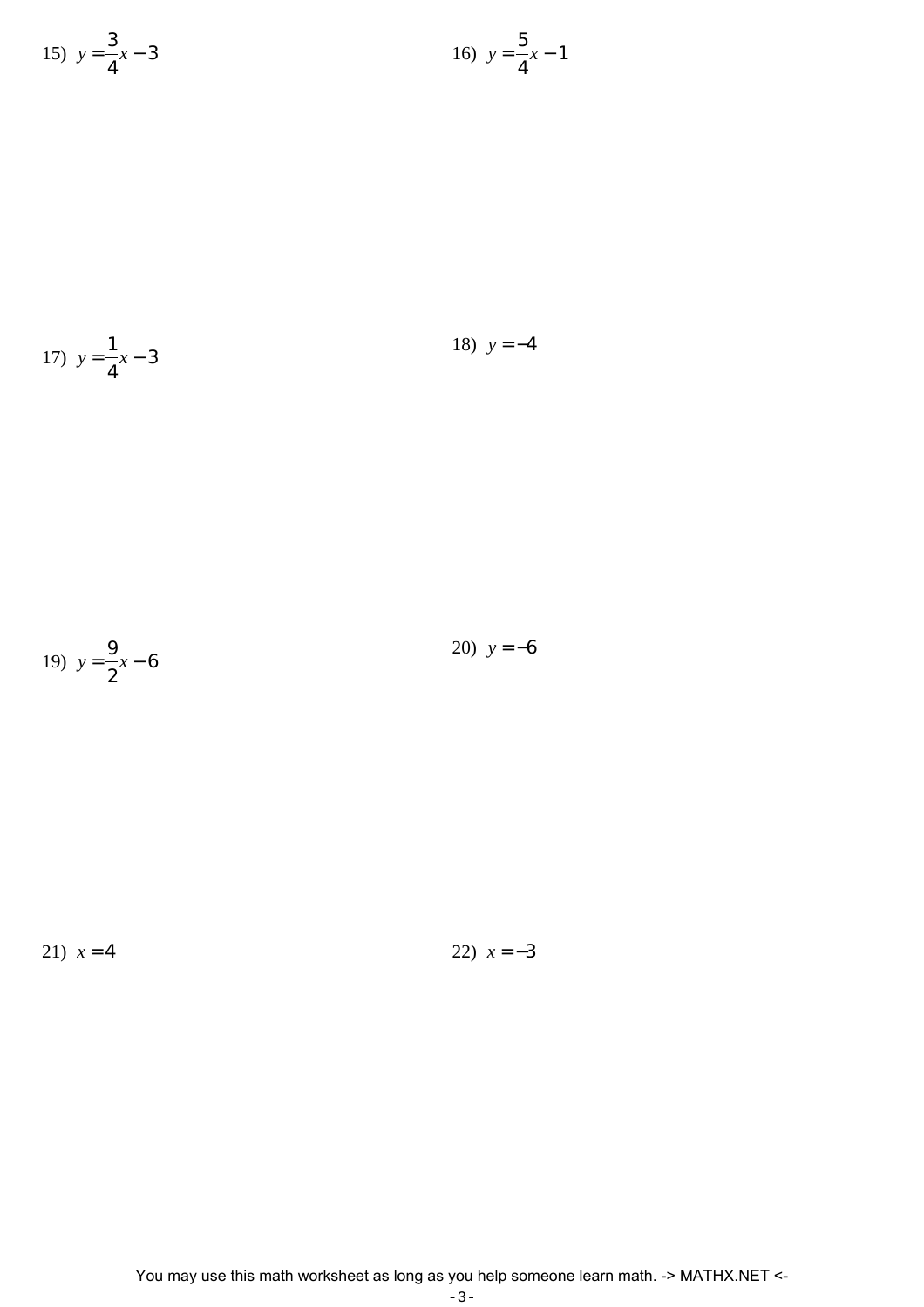15) $y = \frac{3}{4}x - 3$

16) $y = \frac{5}{4}x - 1$

17) $y = \frac{1}{4}x - 3$

18) $y = -4$

19) $y = \frac{9}{2}x - 6$

20) $y = -6$

21) $x = 4$

22) $x = -3$

You may use this math worksheet as long as you help someone learn math. -> MATHX.NET <-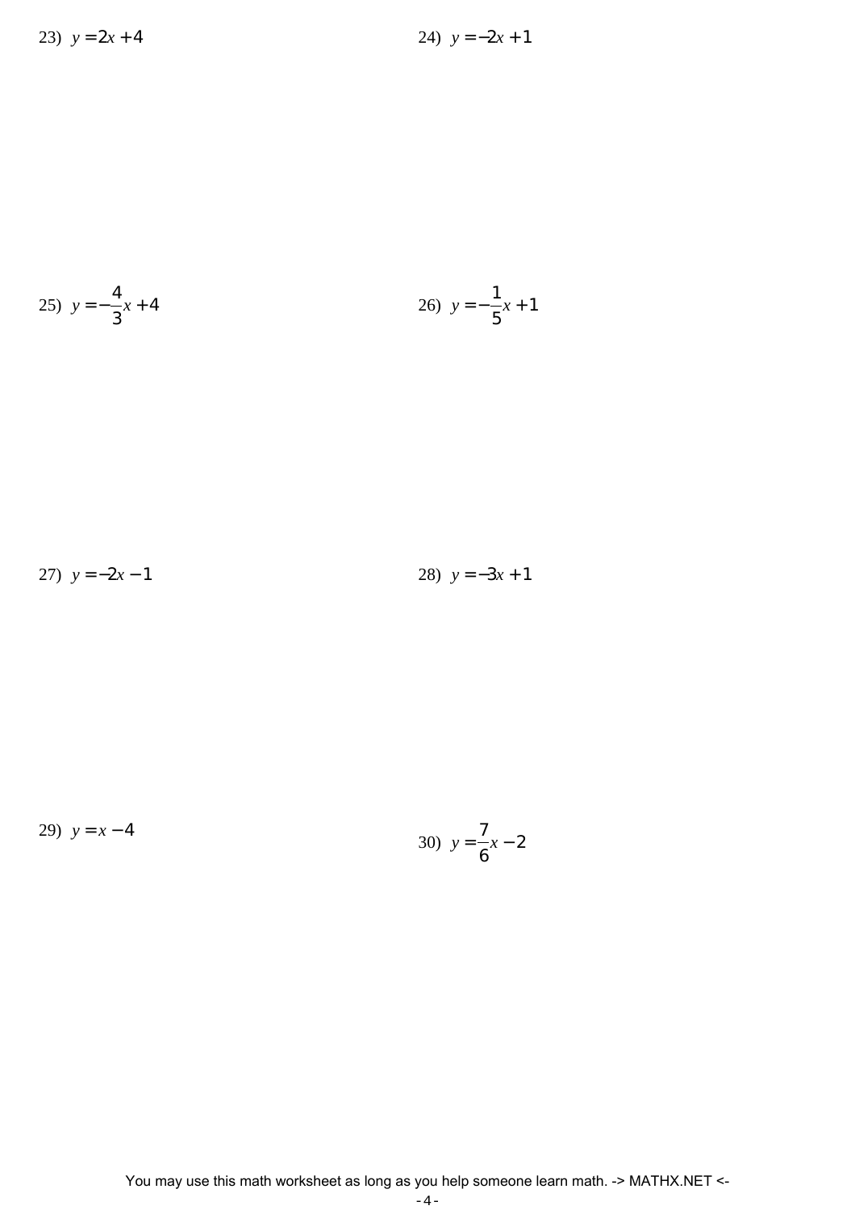23) $y = 2x + 4$

24) $y = -2x + 1$

25) $y = -\frac{4}{3}x + 4$

26) $y = -\frac{1}{5}x + 1$

27) $y = -2x - 1$

28) $y = -3x + 1$

29) $y = x - 4$

30) $y = \frac{7}{6}x - 2$

You may use this math worksheet as long as you help someone learn math. -> MATHX.NET <-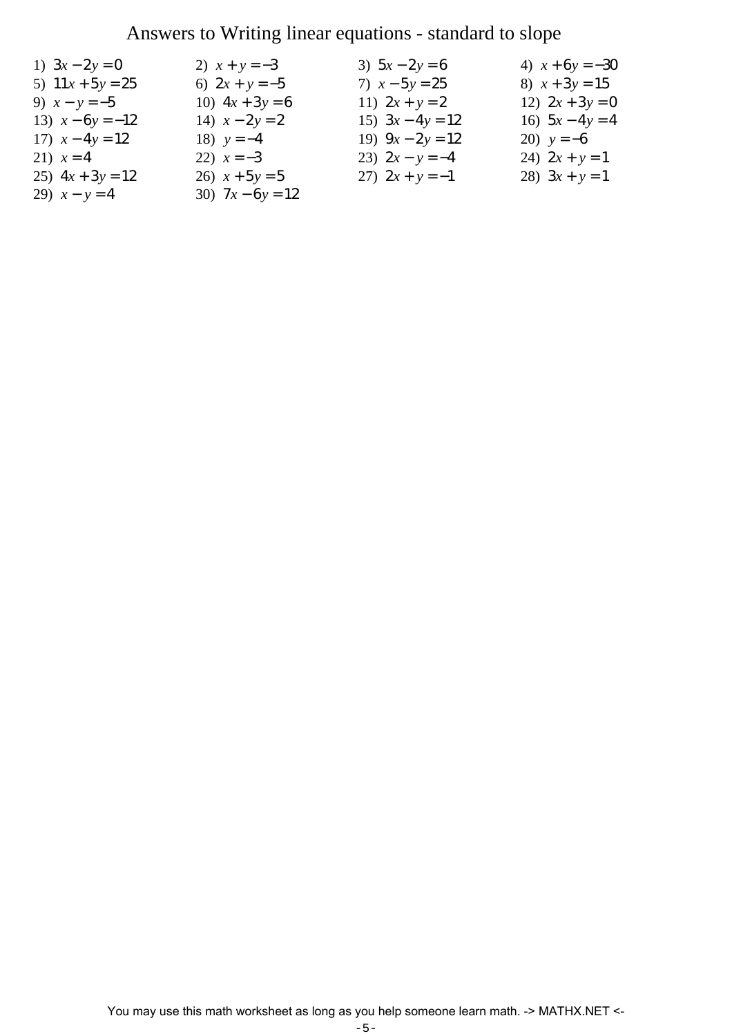# Answers to Writing linear equations - standard to slope

| | | | |
|---|---|---|---|
| 1) $3x-2y=0$ | 2) $x+y=-3$ | 3) $5x-2y=6$ | 4) $x+6y=-30$ |
| 5) $11x+5y=25$ | 6) $2x+y=-5$ | 7) $x-5y=25$ | 8) $x+3y=15$ |
| 9) $x-y=-5$ | 10) $4x+3y=6$ | 11) $2x+y=2$ | 12) $2x+3y=0$ |
| 13) $x-6y=-12$ | 14) $x-2y=2$ | 15) $3x-4y=12$ | 16) $5x-4y=4$ |
| 17) $x-4y=12$ | 18) $y=-4$ | 19) $9x-2y=12$ | 20) $y=-6$ |
| 21) $x=4$ | 22) $x=-3$ | 23) $2x-y=-4$ | 24) $2x+y=1$ |
| 25) $4x+3y=12$ | 26) $x+5y=5$ | 27) $2x+y=-1$ | 28) $3x+y=1$ |
| 29) $x-y=4$ | 30) $7x-6y=12$ | | |

You may use this math worksheet as long as you help someone learn math. -> MATHX.NET <-